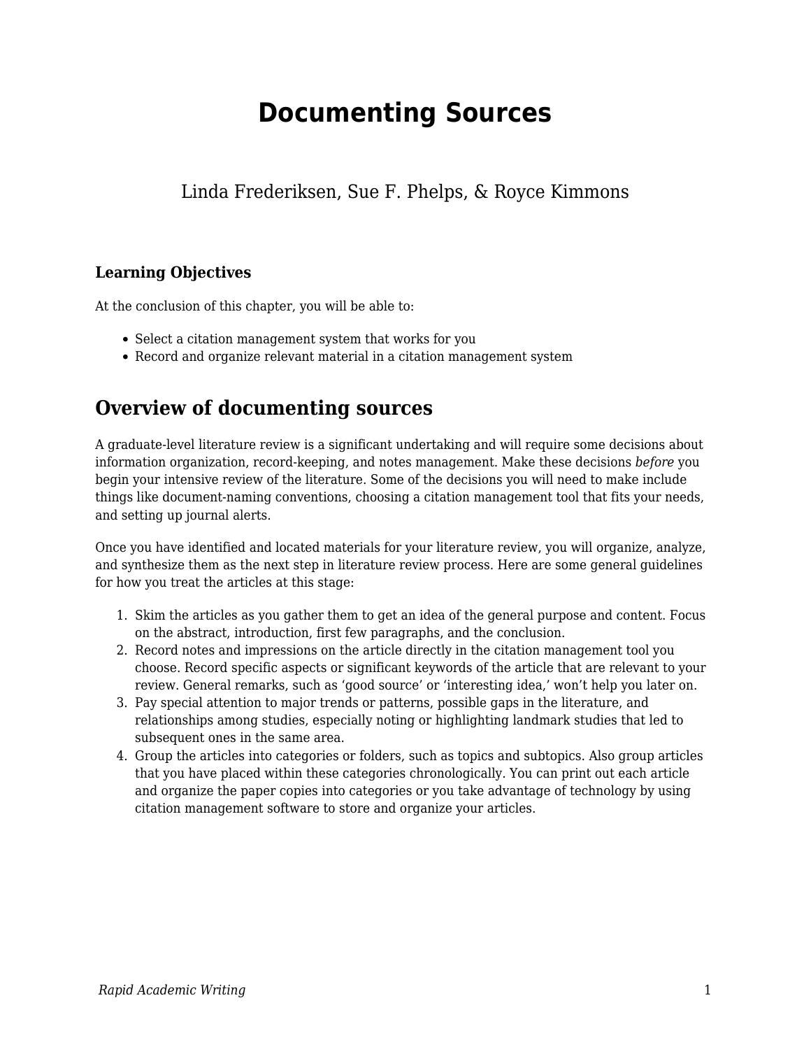# Documenting Sources

Linda Frederiksen, Sue F. Phelps, & Royce Kimmons

### Learning Objectives

At the conclusion of this chapter, you will be able to:

- Select a citation management system that works for you
- Record and organize relevant material in a citation management system

## Overview of documenting sources

A graduate-level literature review is a significant undertaking and will require some decisions about information organization, record-keeping, and notes management. Make these decisions *before* you begin your intensive review of the literature. Some of the decisions you will need to make include things like document-naming conventions, choosing a citation management tool that fits your needs, and setting up journal alerts.

Once you have identified and located materials for your literature review, you will organize, analyze, and synthesize them as the next step in literature review process. Here are some general guidelines for how you treat the articles at this stage:

1. Skim the articles as you gather them to get an idea of the general purpose and content. Focus on the abstract, introduction, first few paragraphs, and the conclusion.
2. Record notes and impressions on the article directly in the citation management tool you choose. Record specific aspects or significant keywords of the article that are relevant to your review. General remarks, such as 'good source' or 'interesting idea,' won't help you later on.
3. Pay special attention to major trends or patterns, possible gaps in the literature, and relationships among studies, especially noting or highlighting landmark studies that led to subsequent ones in the same area.
4. Group the articles into categories or folders, such as topics and subtopics. Also group articles that you have placed within these categories chronologically. You can print out each article and organize the paper copies into categories or you take advantage of technology by using citation management software to store and organize your articles.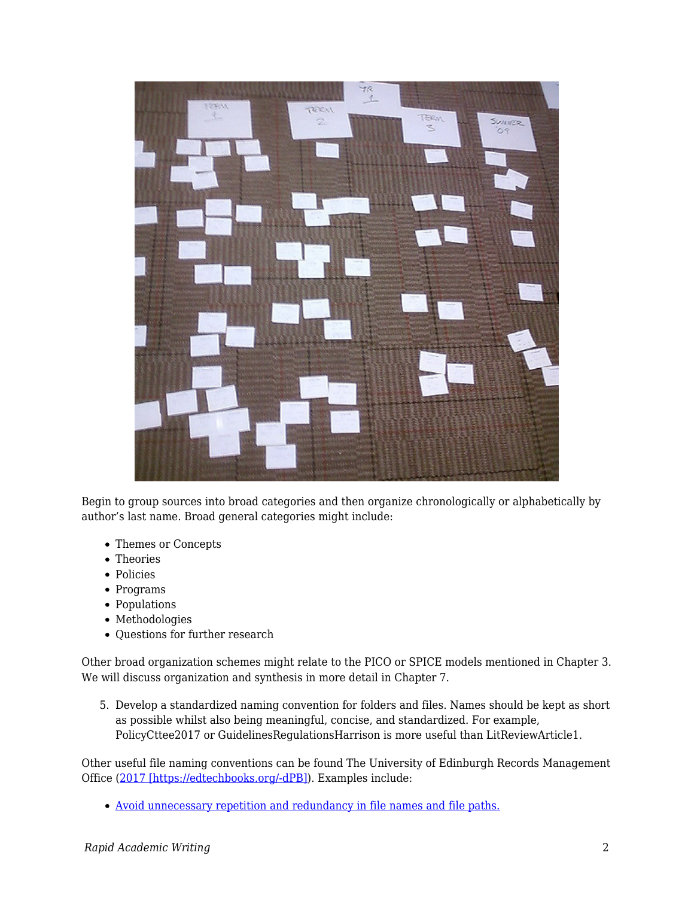Begin to group sources into broad categories and then organize chronologically or alphabetically by author's last name. Broad general categories might include:

- Themes or Concepts
- Theories
- Policies
- Programs
- Populations
- Methodologies
- Questions for further research

Other broad organization schemes might relate to the PICO or SPICE models mentioned in Chapter 3. We will discuss organization and synthesis in more detail in Chapter 7.

5. Develop a standardized naming convention for folders and files. Names should be kept as short as possible whilst also being meaningful, concise, and standardized. For example, PolicyCttee2017 or GuidelinesRegulationsHarrison is more useful than LitReviewArticle1.

Other useful file naming conventions can be found The University of Edinburgh Records Management Office ([2017 [https://edtechbooks.org/-dPB]](https://edtechbooks.org/-dPB)). Examples include:

- [Avoid unnecessary repetition and redundancy in file names and file paths.](https://edtechbooks.org/-dPB)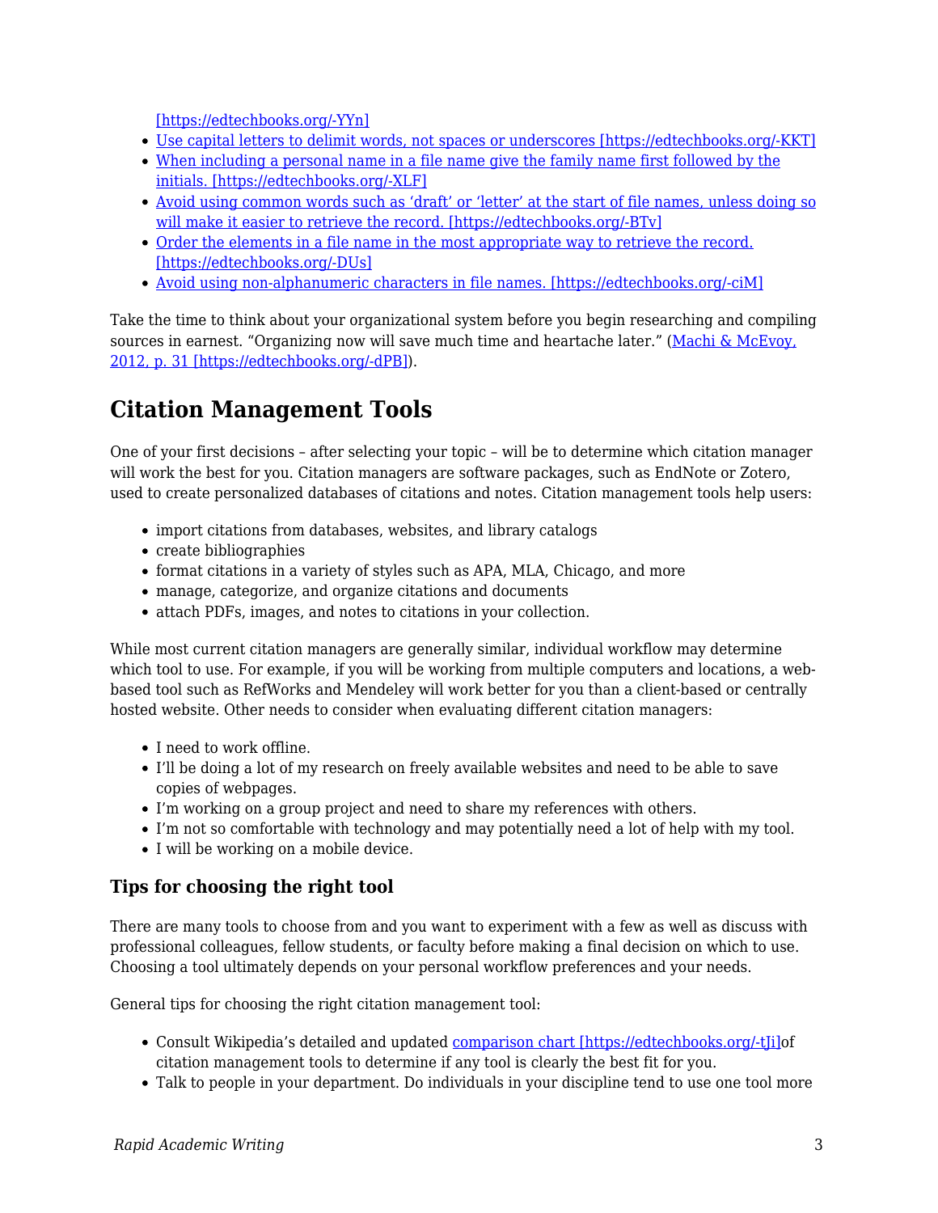[https://edtechbooks.org/-YYn]
- Use capital letters to delimit words, not spaces or underscores [https://edtechbooks.org/-KKT]
- When including a personal name in a file name give the family name first followed by the initials. [https://edtechbooks.org/-XLF]
- Avoid using common words such as 'draft' or 'letter' at the start of file names, unless doing so will make it easier to retrieve the record. [https://edtechbooks.org/-BTv]
- Order the elements in a file name in the most appropriate way to retrieve the record. [https://edtechbooks.org/-DUs]
- Avoid using non-alphanumeric characters in file names. [https://edtechbooks.org/-ciM]

Take the time to think about your organizational system before you begin researching and compiling sources in earnest. "Organizing now will save much time and heartache later." (Machi & McEvoy, 2012, p. 31 [https://edtechbooks.org/-dPB]).

## Citation Management Tools

One of your first decisions – after selecting your topic – will be to determine which citation manager will work the best for you. Citation managers are software packages, such as EndNote or Zotero, used to create personalized databases of citations and notes. Citation management tools help users:

- import citations from databases, websites, and library catalogs
- create bibliographies
- format citations in a variety of styles such as APA, MLA, Chicago, and more
- manage, categorize, and organize citations and documents
- attach PDFs, images, and notes to citations in your collection.

While most current citation managers are generally similar, individual workflow may determine which tool to use. For example, if you will be working from multiple computers and locations, a web-based tool such as RefWorks and Mendeley will work better for you than a client-based or centrally hosted website. Other needs to consider when evaluating different citation managers:

- I need to work offline.
- I'll be doing a lot of my research on freely available websites and need to be able to save copies of webpages.
- I'm working on a group project and need to share my references with others.
- I'm not so comfortable with technology and may potentially need a lot of help with my tool.
- I will be working on a mobile device.

### Tips for choosing the right tool

There are many tools to choose from and you want to experiment with a few as well as discuss with professional colleagues, fellow students, or faculty before making a final decision on which to use. Choosing a tool ultimately depends on your personal workflow preferences and your needs.

General tips for choosing the right citation management tool:

- Consult Wikipedia's detailed and updated comparison chart [https://edtechbooks.org/-tJi]of citation management tools to determine if any tool is clearly the best fit for you.
- Talk to people in your department. Do individuals in your discipline tend to use one tool more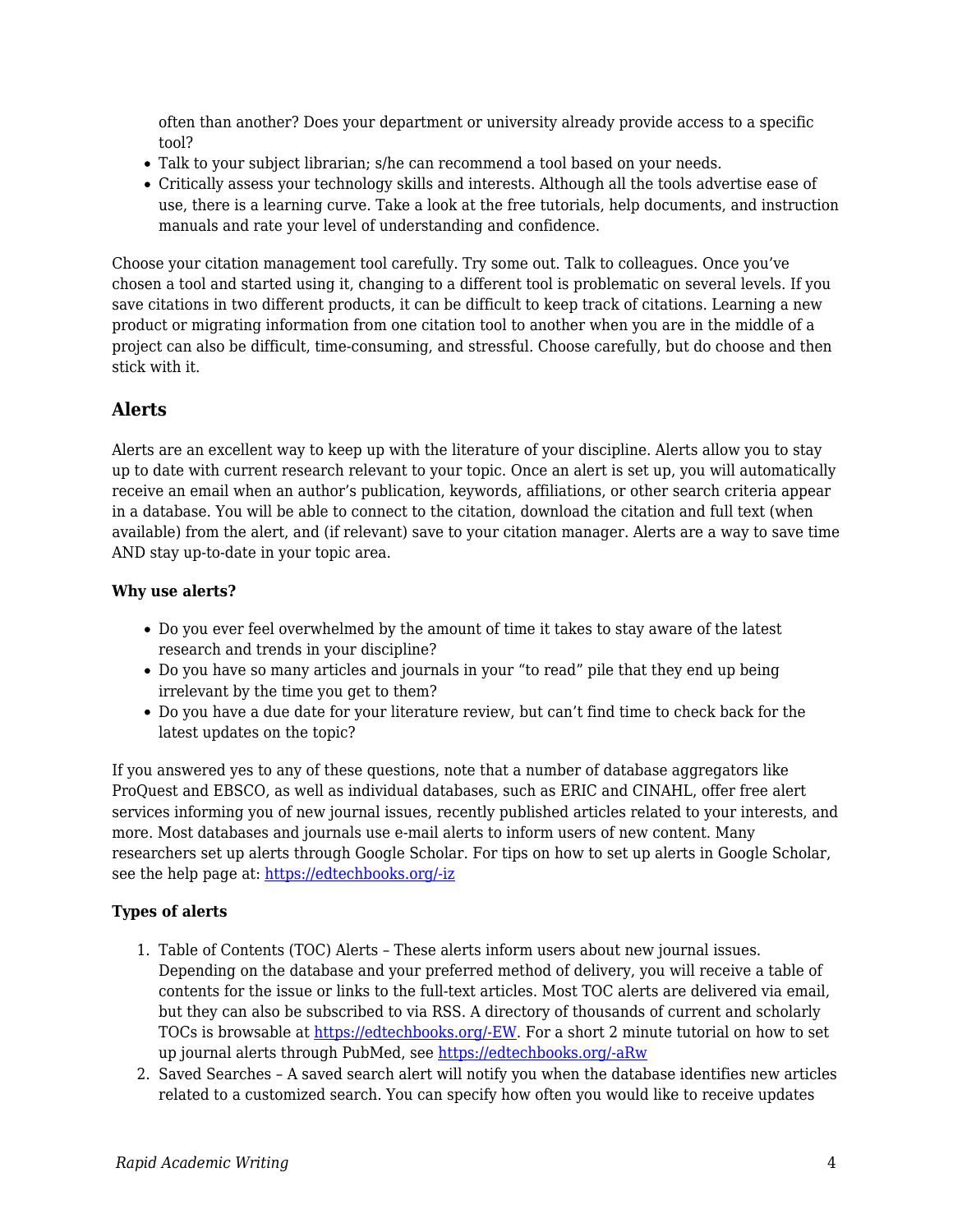often than another? Does your department or university already provide access to a specific tool?
- Talk to your subject librarian; s/he can recommend a tool based on your needs.
- Critically assess your technology skills and interests. Although all the tools advertise ease of use, there is a learning curve. Take a look at the free tutorials, help documents, and instruction manuals and rate your level of understanding and confidence.

Choose your citation management tool carefully. Try some out. Talk to colleagues. Once you've chosen a tool and started using it, changing to a different tool is problematic on several levels. If you save citations in two different products, it can be difficult to keep track of citations. Learning a new product or migrating information from one citation tool to another when you are in the middle of a project can also be difficult, time-consuming, and stressful. Choose carefully, but do choose and then stick with it.

## Alerts

Alerts are an excellent way to keep up with the literature of your discipline. Alerts allow you to stay up to date with current research relevant to your topic. Once an alert is set up, you will automatically receive an email when an author's publication, keywords, affiliations, or other search criteria appear in a database. You will be able to connect to the citation, download the citation and full text (when available) from the alert, and (if relevant) save to your citation manager. Alerts are a way to save time AND stay up-to-date in your topic area.

**Why use alerts?**

- Do you ever feel overwhelmed by the amount of time it takes to stay aware of the latest research and trends in your discipline?
- Do you have so many articles and journals in your "to read" pile that they end up being irrelevant by the time you get to them?
- Do you have a due date for your literature review, but can't find time to check back for the latest updates on the topic?

If you answered yes to any of these questions, note that a number of database aggregators like ProQuest and EBSCO, as well as individual databases, such as ERIC and CINAHL, offer free alert services informing you of new journal issues, recently published articles related to your interests, and more. Most databases and journals use e-mail alerts to inform users of new content. Many researchers set up alerts through Google Scholar. For tips on how to set up alerts in Google Scholar, see the help page at: https://edtechbooks.org/-iz

**Types of alerts**

1. Table of Contents (TOC) Alerts – These alerts inform users about new journal issues. Depending on the database and your preferred method of delivery, you will receive a table of contents for the issue or links to the full-text articles. Most TOC alerts are delivered via email, but they can also be subscribed to via RSS. A directory of thousands of current and scholarly TOCs is browsable at https://edtechbooks.org/-EW. For a short 2 minute tutorial on how to set up journal alerts through PubMed, see https://edtechbooks.org/-aRw
2. Saved Searches – A saved search alert will notify you when the database identifies new articles related to a customized search. You can specify how often you would like to receive updates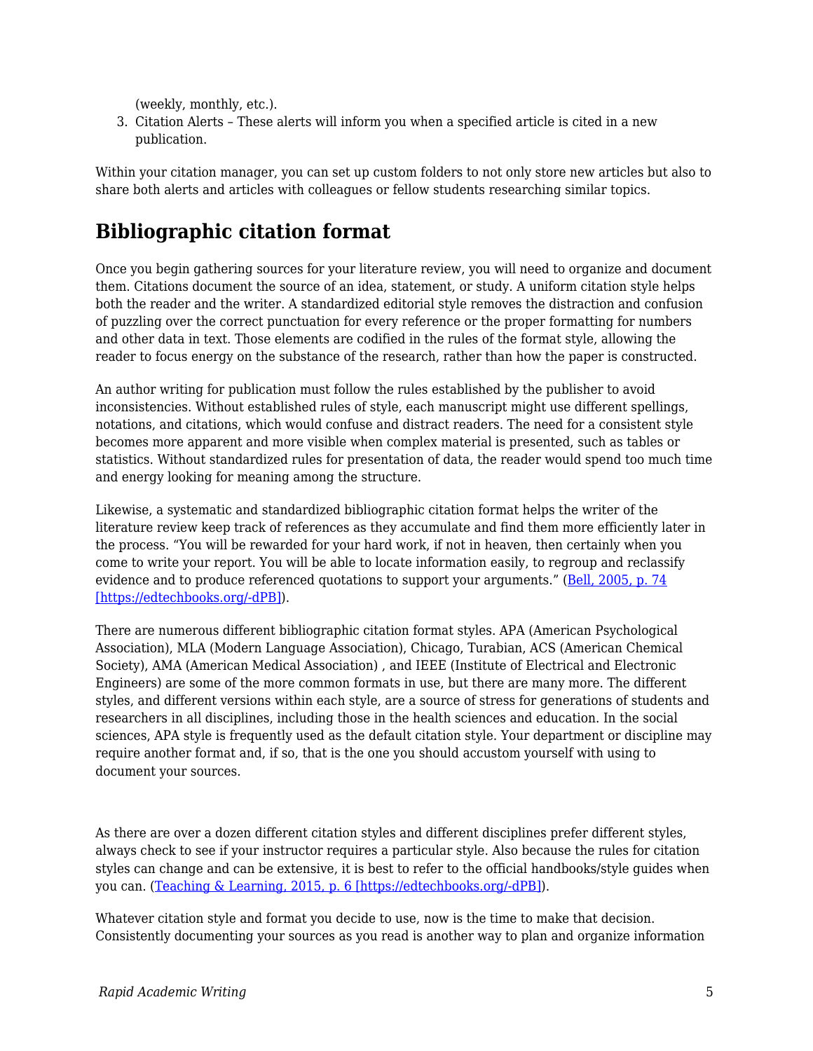(weekly, monthly, etc.).

3. Citation Alerts – These alerts will inform you when a specified article is cited in a new publication.

Within your citation manager, you can set up custom folders to not only store new articles but also to share both alerts and articles with colleagues or fellow students researching similar topics.

## Bibliographic citation format

Once you begin gathering sources for your literature review, you will need to organize and document them. Citations document the source of an idea, statement, or study. A uniform citation style helps both the reader and the writer. A standardized editorial style removes the distraction and confusion of puzzling over the correct punctuation for every reference or the proper formatting for numbers and other data in text. Those elements are codified in the rules of the format style, allowing the reader to focus energy on the substance of the research, rather than how the paper is constructed.

An author writing for publication must follow the rules established by the publisher to avoid inconsistencies. Without established rules of style, each manuscript might use different spellings, notations, and citations, which would confuse and distract readers. The need for a consistent style becomes more apparent and more visible when complex material is presented, such as tables or statistics. Without standardized rules for presentation of data, the reader would spend too much time and energy looking for meaning among the structure.

Likewise, a systematic and standardized bibliographic citation format helps the writer of the literature review keep track of references as they accumulate and find them more efficiently later in the process. "You will be rewarded for your hard work, if not in heaven, then certainly when you come to write your report. You will be able to locate information easily, to regroup and reclassify evidence and to produce referenced quotations to support your arguments." (Bell, 2005, p. 74 [https://edtechbooks.org/-dPB]).

There are numerous different bibliographic citation format styles. APA (American Psychological Association), MLA (Modern Language Association), Chicago, Turabian, ACS (American Chemical Society), AMA (American Medical Association) , and IEEE (Institute of Electrical and Electronic Engineers) are some of the more common formats in use, but there are many more. The different styles, and different versions within each style, are a source of stress for generations of students and researchers in all disciplines, including those in the health sciences and education. In the social sciences, APA style is frequently used as the default citation style. Your department or discipline may require another format and, if so, that is the one you should accustom yourself with using to document your sources.

As there are over a dozen different citation styles and different disciplines prefer different styles, always check to see if your instructor requires a particular style. Also because the rules for citation styles can change and can be extensive, it is best to refer to the official handbooks/style guides when you can. (Teaching & Learning, 2015, p. 6 [https://edtechbooks.org/-dPB]).

Whatever citation style and format you decide to use, now is the time to make that decision. Consistently documenting your sources as you read is another way to plan and organize information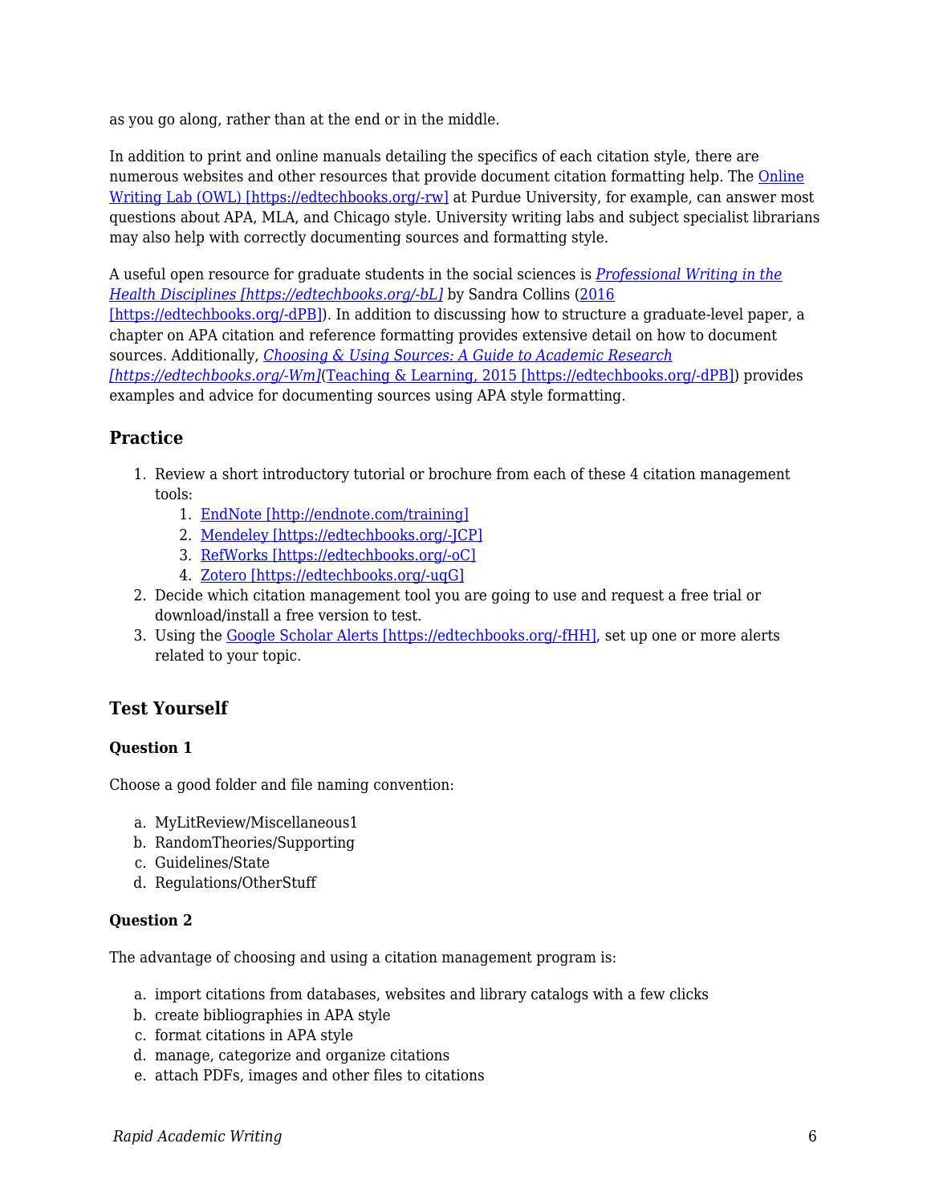as you go along, rather than at the end or in the middle.

In addition to print and online manuals detailing the specifics of each citation style, there are numerous websites and other resources that provide document citation formatting help. The Online Writing Lab (OWL) [https://edtechbooks.org/-rw] at Purdue University, for example, can answer most questions about APA, MLA, and Chicago style. University writing labs and subject specialist librarians may also help with correctly documenting sources and formatting style.

A useful open resource for graduate students in the social sciences is *Professional Writing in the Health Disciplines [https://edtechbooks.org/-bL]* by Sandra Collins (2016 [https://edtechbooks.org/-dPB]). In addition to discussing how to structure a graduate-level paper, a chapter on APA citation and reference formatting provides extensive detail on how to document sources. Additionally, *Choosing & Using Sources: A Guide to Academic Research [https://edtechbooks.org/-Wm]*(Teaching & Learning, 2015 [https://edtechbooks.org/-dPB]) provides examples and advice for documenting sources using APA style formatting.

## Practice

1. Review a short introductory tutorial or brochure from each of these 4 citation management tools:
    1. EndNote [http://endnote.com/training]
    2. Mendeley [https://edtechbooks.org/-JCP]
    3. RefWorks [https://edtechbooks.org/-oC]
    4. Zotero [https://edtechbooks.org/-uqG]
2. Decide which citation management tool you are going to use and request a free trial or download/install a free version to test.
3. Using the Google Scholar Alerts [https://edtechbooks.org/-fHH], set up one or more alerts related to your topic.

## Test Yourself

**Question 1**

Choose a good folder and file naming convention:

a. MyLitReview/Miscellaneous1
b. RandomTheories/Supporting
c. Guidelines/State
d. Regulations/OtherStuff

**Question 2**

The advantage of choosing and using a citation management program is:

a. import citations from databases, websites and library catalogs with a few clicks
b. create bibliographies in APA style
c. format citations in APA style
d. manage, categorize and organize citations
e. attach PDFs, images and other files to citations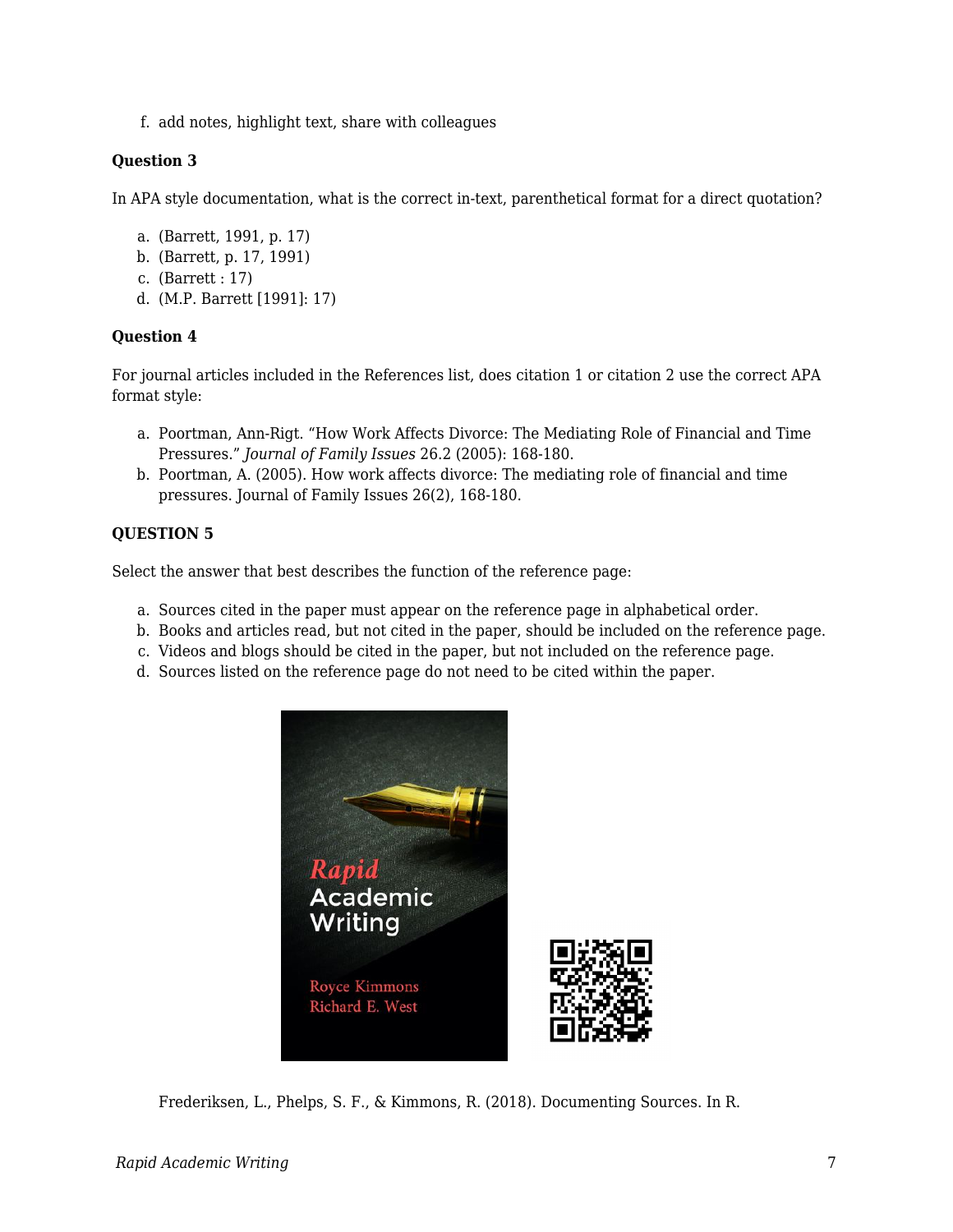f. add notes, highlight text, share with colleagues

**Question 3**

In APA style documentation, what is the correct in-text, parenthetical format for a direct quotation?

a. (Barrett, 1991, p. 17)
b. (Barrett, p. 17, 1991)
c. (Barrett : 17)
d. (M.P. Barrett [1991]: 17)

**Question 4**

For journal articles included in the References list, does citation 1 or citation 2 use the correct APA format style:

a. Poortman, Ann-Rigt. "How Work Affects Divorce: The Mediating Role of Financial and Time Pressures." *Journal of Family Issues* 26.2 (2005): 168-180.
b. Poortman, A. (2005). How work affects divorce: The mediating role of financial and time pressures. Journal of Family Issues 26(2), 168-180.

**QUESTION 5**

Select the answer that best describes the function of the reference page:

a. Sources cited in the paper must appear on the reference page in alphabetical order.
b. Books and articles read, but not cited in the paper, should be included on the reference page.
c. Videos and blogs should be cited in the paper, but not included on the reference page.
d. Sources listed on the reference page do not need to be cited within the paper.

Frederiksen, L., Phelps, S. F., & Kimmons, R. (2018). Documenting Sources. In R.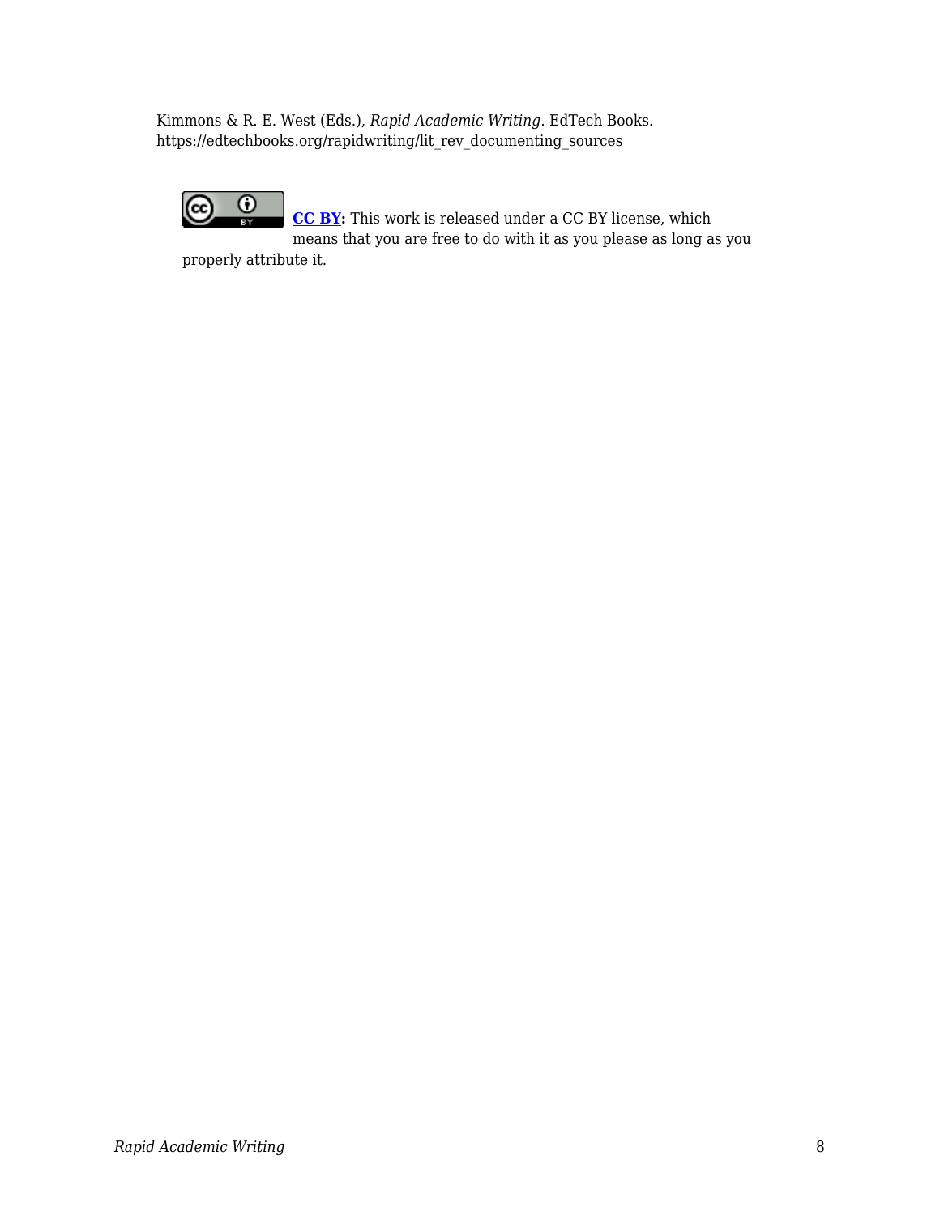Kimmons & R. E. West (Eds.), *Rapid Academic Writing*. EdTech Books. https://edtechbooks.org/rapidwriting/lit_rev_documenting_sources

**CC BY:** This work is released under a CC BY license, which means that you are free to do with it as you please as long as you properly attribute it.